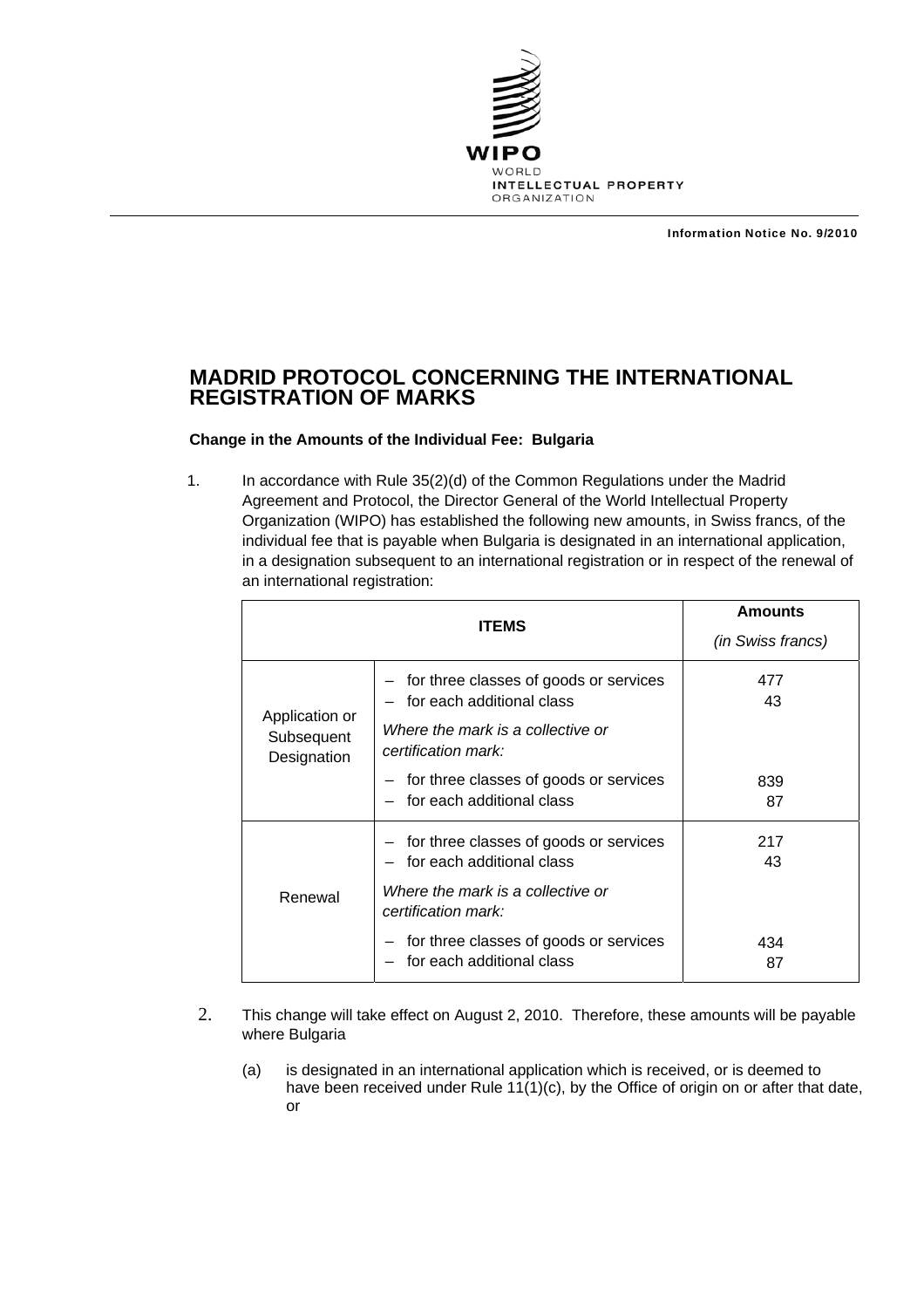WIPO
WORLD
INTELLECTUAL PROPERTY
ORGANIZATION

**Information Notice No. 9/2010**

# MADRID PROTOCOL CONCERNING THE INTERNATIONAL REGISTRATION OF MARKS

**Change in the Amounts of the Individual Fee: Bulgaria**

1. In accordance with Rule 35(2)(d) of the Common Regulations under the Madrid Agreement and Protocol, the Director General of the World Intellectual Property Organization (WIPO) has established the following new amounts, in Swiss francs, of the individual fee that is payable when Bulgaria is designated in an international application, in a designation subsequent to an international registration or in respect of the renewal of an international registration:

| ITEMS | | **Amounts** *(in Swiss francs)* |
|---|---|---|
| Application or Subsequent Designation | – for three classes of goods or services | 477 |
| | – for each additional class | 43 |
| | *Where the mark is a collective or certification mark:* | |
| | – for three classes of goods or services | 839 |
| | – for each additional class | 87 |
| Renewal | – for three classes of goods or services | 217 |
| | – for each additional class | 43 |
| | *Where the mark is a collective or certification mark:* | |
| | – for three classes of goods or services | 434 |
| | – for each additional class | 87 |

2. This change will take effect on August 2, 2010. Therefore, these amounts will be payable where Bulgaria

   (a) is designated in an international application which is received, or is deemed to have been received under Rule 11(1)(c), by the Office of origin on or after that date, or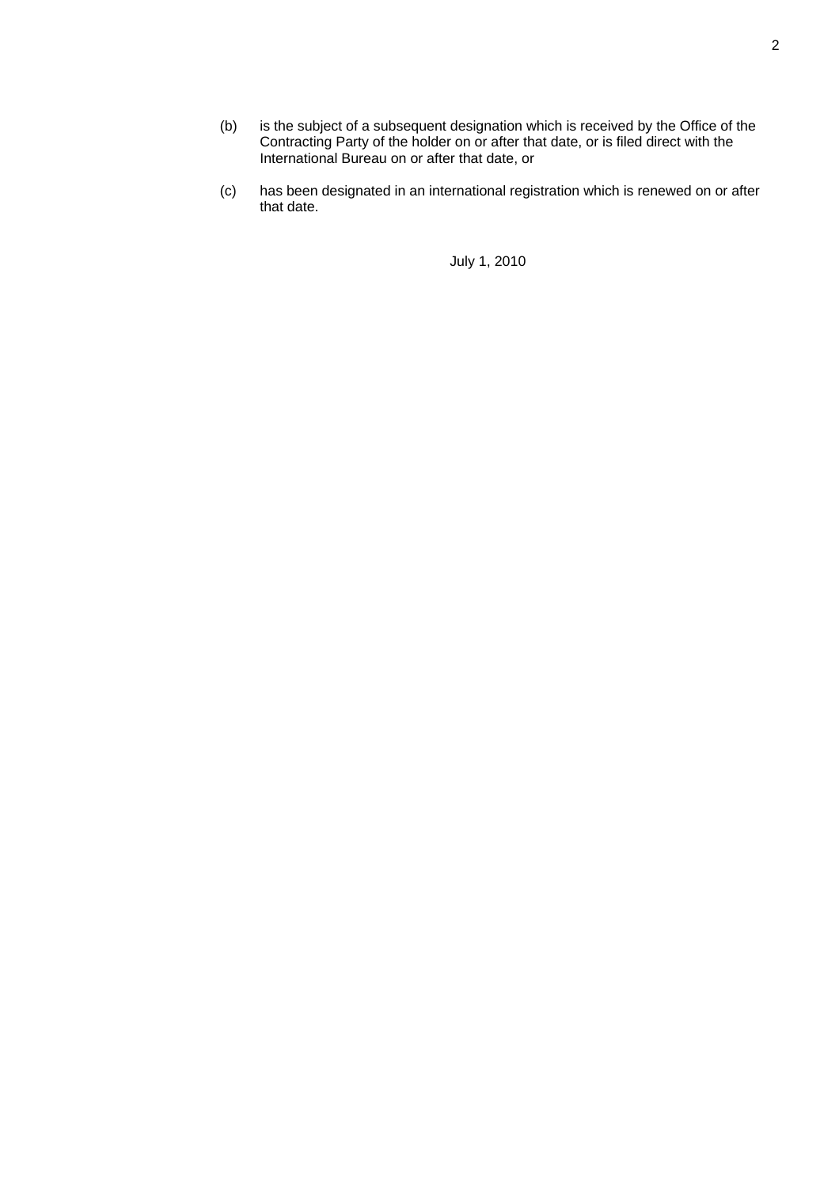(b) is the subject of a subsequent designation which is received by the Office of the Contracting Party of the holder on or after that date, or is filed direct with the International Bureau on or after that date, or

(c) has been designated in an international registration which is renewed on or after that date.

July 1, 2010